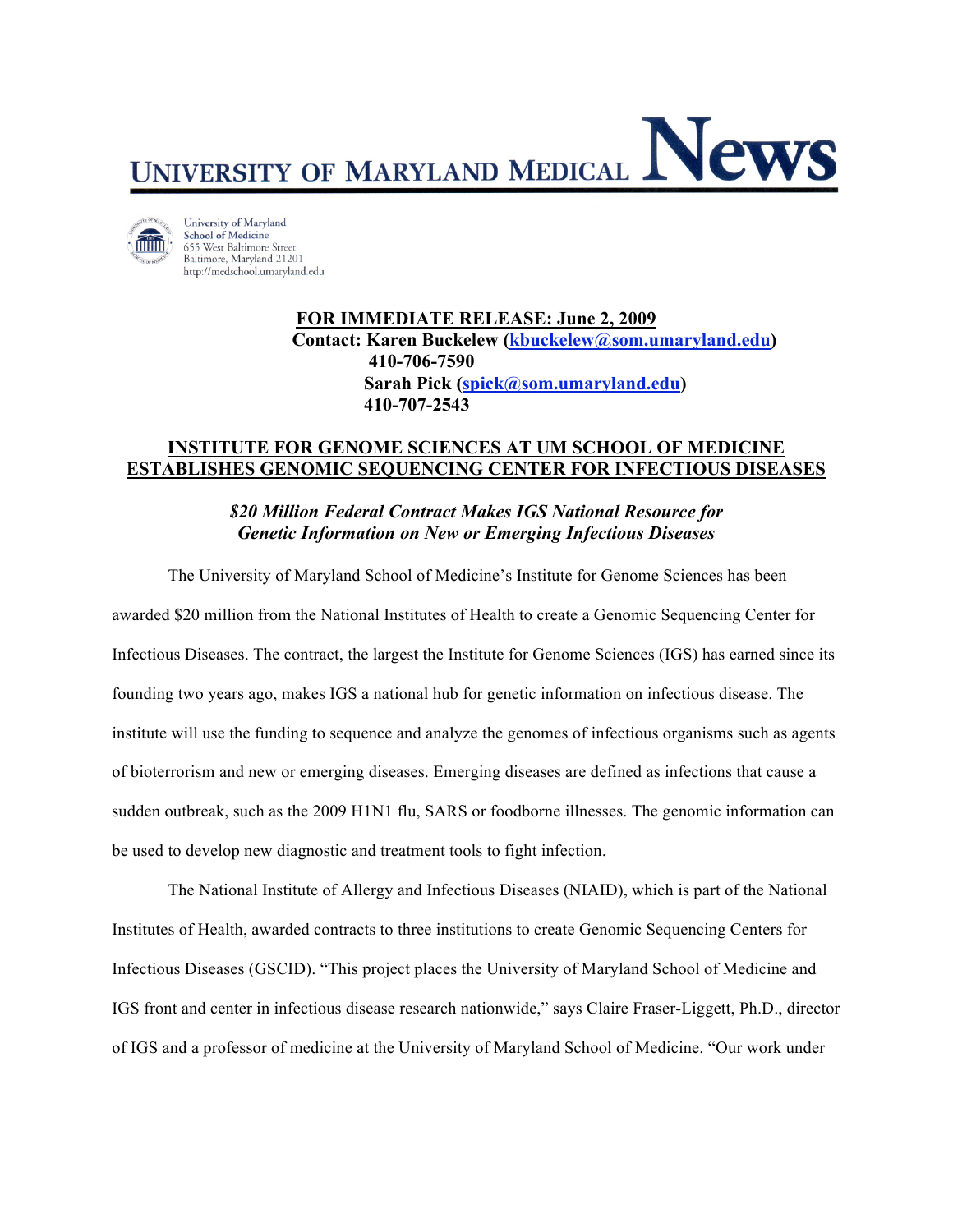# UNIVERSITY OF MARYLAND MEDICAL News

University of Maryland
School of Medicine
655 West Baltimore Street
Baltimore, Maryland 21201
http://medschool.umaryland.edu

**FOR IMMEDIATE RELEASE: June 2, 2009**
**Contact: Karen Buckelew (kbuckelew@som.umaryland.edu)**
**410-706-7590**
**Sarah Pick (spick@som.umaryland.edu)**
**410-707-2543**

## INSTITUTE FOR GENOME SCIENCES AT UM SCHOOL OF MEDICINE ESTABLISHES GENOMIC SEQUENCING CENTER FOR INFECTIOUS DISEASES

***$20 Million Federal Contract Makes IGS National Resource for Genetic Information on New or Emerging Infectious Diseases***

The University of Maryland School of Medicine's Institute for Genome Sciences has been awarded $20 million from the National Institutes of Health to create a Genomic Sequencing Center for Infectious Diseases. The contract, the largest the Institute for Genome Sciences (IGS) has earned since its founding two years ago, makes IGS a national hub for genetic information on infectious disease. The institute will use the funding to sequence and analyze the genomes of infectious organisms such as agents of bioterrorism and new or emerging diseases. Emerging diseases are defined as infections that cause a sudden outbreak, such as the 2009 H1N1 flu, SARS or foodborne illnesses. The genomic information can be used to develop new diagnostic and treatment tools to fight infection.

The National Institute of Allergy and Infectious Diseases (NIAID), which is part of the National Institutes of Health, awarded contracts to three institutions to create Genomic Sequencing Centers for Infectious Diseases (GSCID). "This project places the University of Maryland School of Medicine and IGS front and center in infectious disease research nationwide," says Claire Fraser-Liggett, Ph.D., director of IGS and a professor of medicine at the University of Maryland School of Medicine. "Our work under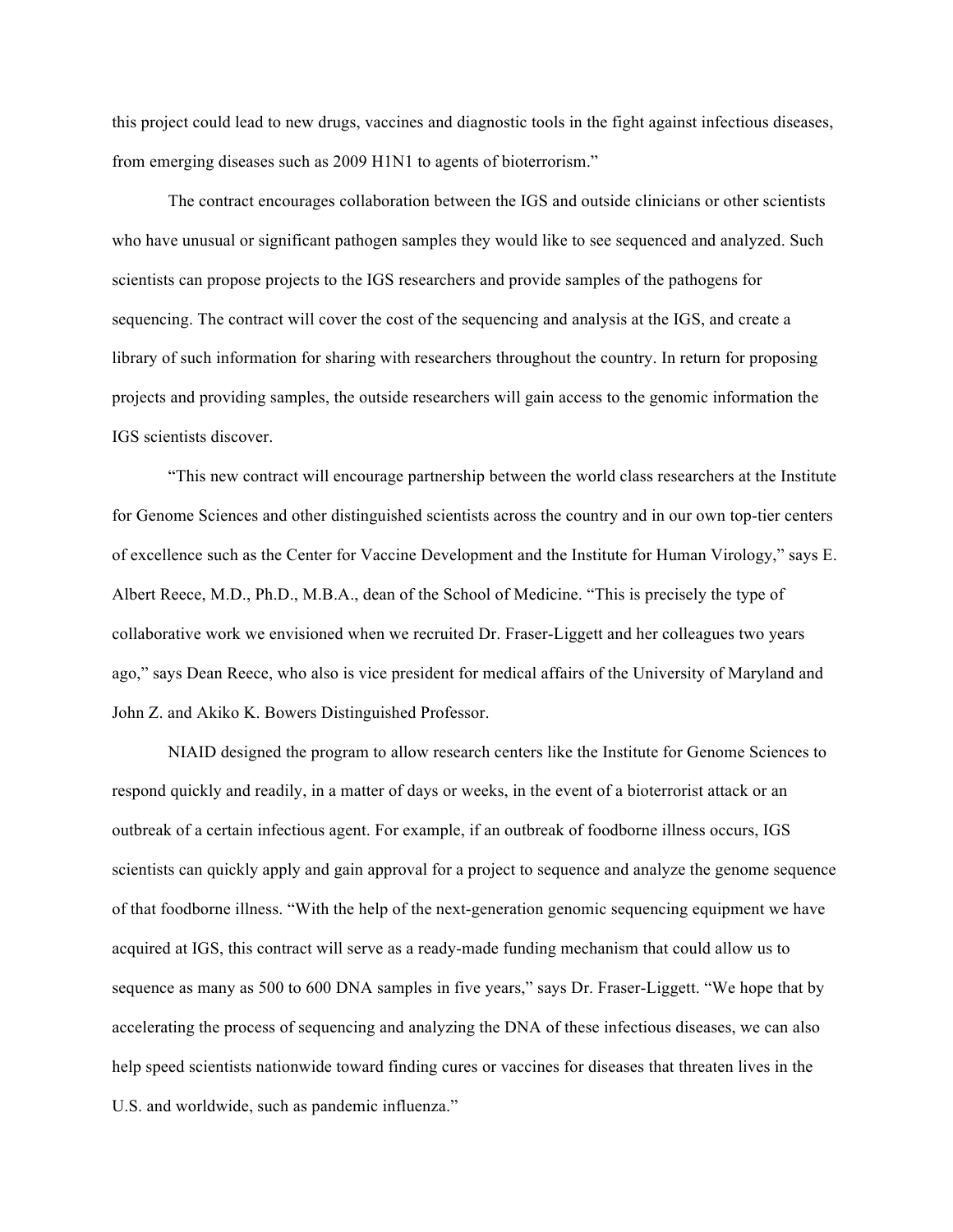this project could lead to new drugs, vaccines and diagnostic tools in the fight against infectious diseases, from emerging diseases such as 2009 H1N1 to agents of bioterrorism."

The contract encourages collaboration between the IGS and outside clinicians or other scientists who have unusual or significant pathogen samples they would like to see sequenced and analyzed. Such scientists can propose projects to the IGS researchers and provide samples of the pathogens for sequencing. The contract will cover the cost of the sequencing and analysis at the IGS, and create a library of such information for sharing with researchers throughout the country. In return for proposing projects and providing samples, the outside researchers will gain access to the genomic information the IGS scientists discover.

"This new contract will encourage partnership between the world class researchers at the Institute for Genome Sciences and other distinguished scientists across the country and in our own top-tier centers of excellence such as the Center for Vaccine Development and the Institute for Human Virology," says E. Albert Reece, M.D., Ph.D., M.B.A., dean of the School of Medicine. "This is precisely the type of collaborative work we envisioned when we recruited Dr. Fraser-Liggett and her colleagues two years ago," says Dean Reece, who also is vice president for medical affairs of the University of Maryland and John Z. and Akiko K. Bowers Distinguished Professor.

NIAID designed the program to allow research centers like the Institute for Genome Sciences to respond quickly and readily, in a matter of days or weeks, in the event of a bioterrorist attack or an outbreak of a certain infectious agent. For example, if an outbreak of foodborne illness occurs, IGS scientists can quickly apply and gain approval for a project to sequence and analyze the genome sequence of that foodborne illness. "With the help of the next-generation genomic sequencing equipment we have acquired at IGS, this contract will serve as a ready-made funding mechanism that could allow us to sequence as many as 500 to 600 DNA samples in five years," says Dr. Fraser-Liggett. "We hope that by accelerating the process of sequencing and analyzing the DNA of these infectious diseases, we can also help speed scientists nationwide toward finding cures or vaccines for diseases that threaten lives in the U.S. and worldwide, such as pandemic influenza."